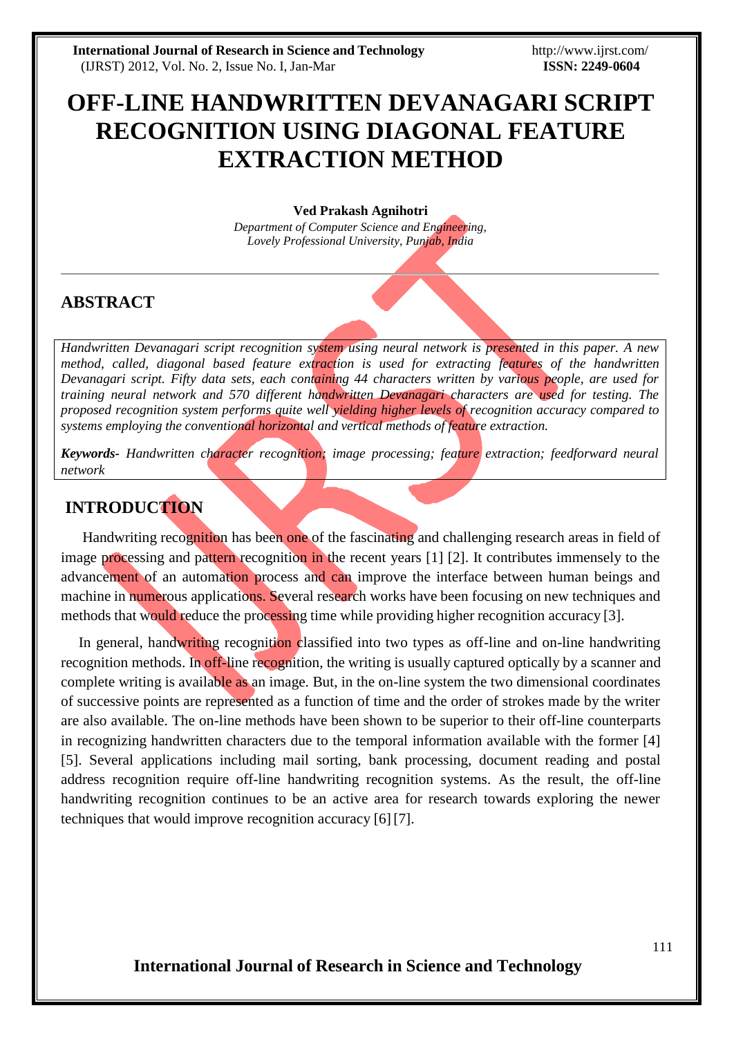# OFF-LINE HANDWRITTEN DEVANAGARI SCRIPT RECOGNITION USING DIAGONAL FEATURE EXTRACTION METHOD

**Ved Prakash Agnihotri**

*Department of Computer Science and Engineering,*
*Lovely Professional University, Punjab, India*

## ABSTRACT

*Handwritten Devanagari script recognition system using neural network is presented in this paper. A new method, called, diagonal based feature extraction is used for extracting features of the handwritten Devanagari script. Fifty data sets, each containing 44 characters written by various people, are used for training neural network and 570 different handwritten Devanagari characters are used for testing. The proposed recognition system performs quite well yielding higher levels of recognition accuracy compared to systems employing the conventional horizontal and vertical methods of feature extraction.*

***Keywords-*** *Handwritten character recognition; image processing; feature extraction; feedforward neural network*

## INTRODUCTION

Handwriting recognition has been one of the fascinating and challenging research areas in field of image processing and pattern recognition in the recent years [1] [2]. It contributes immensely to the advancement of an automation process and can improve the interface between human beings and machine in numerous applications. Several research works have been focusing on new techniques and methods that would reduce the processing time while providing higher recognition accuracy [3].

In general, handwriting recognition classified into two types as off-line and on-line handwriting recognition methods. In off-line recognition, the writing is usually captured optically by a scanner and complete writing is available as an image. But, in the on-line system the two dimensional coordinates of successive points are represented as a function of time and the order of strokes made by the writer are also available. The on-line methods have been shown to be superior to their off-line counterparts in recognizing handwritten characters due to the temporal information available with the former [4] [5]. Several applications including mail sorting, bank processing, document reading and postal address recognition require off-line handwriting recognition systems. As the result, the off-line handwriting recognition continues to be an active area for research towards exploring the newer techniques that would improve recognition accuracy [6] [7].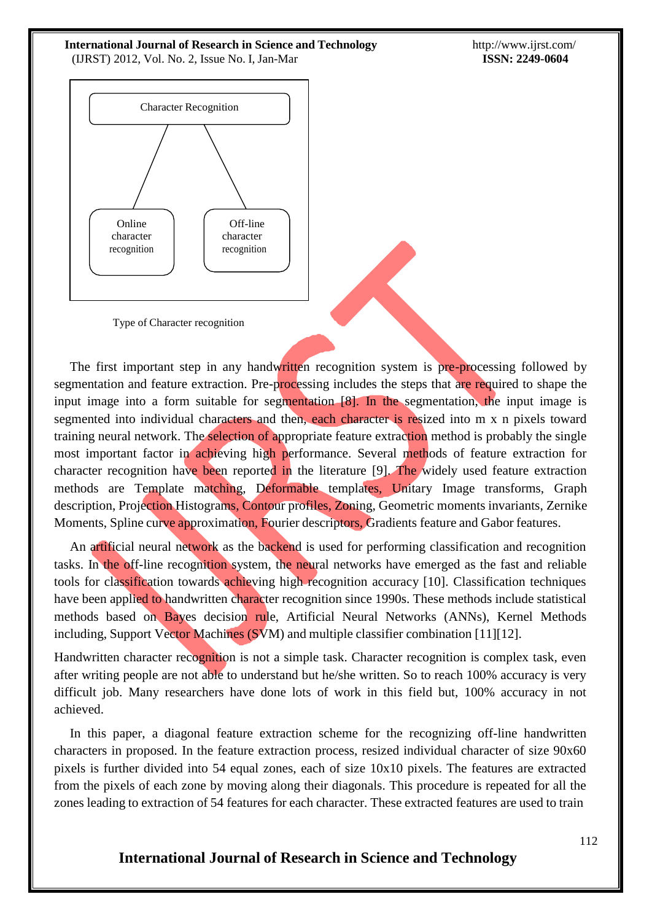Character Recognition

Online character recognition

Off-line character recognition

Type of Character recognition

The first important step in any handwritten recognition system is pre-processing followed by segmentation and feature extraction. Pre-processing includes the steps that are required to shape the input image into a form suitable for segmentation [8]. In the segmentation, the input image is segmented into individual characters and then, each character is resized into m x n pixels toward training neural network. The selection of appropriate feature extraction method is probably the single most important factor in achieving high performance. Several methods of feature extraction for character recognition have been reported in the literature [9]. The widely used feature extraction methods are Template matching, Deformable templates, Unitary Image transforms, Graph description, Projection Histograms, Contour profiles, Zoning, Geometric moments invariants, Zernike Moments, Spline curve approximation, Fourier descriptors, Gradients feature and Gabor features.

An artificial neural network as the backend is used for performing classification and recognition tasks. In the off-line recognition system, the neural networks have emerged as the fast and reliable tools for classification towards achieving high recognition accuracy [10]. Classification techniques have been applied to handwritten character recognition since 1990s. These methods include statistical methods based on Bayes decision rule, Artificial Neural Networks (ANNs), Kernel Methods including, Support Vector Machines (SVM) and multiple classifier combination [11][12].

Handwritten character recognition is not a simple task. Character recognition is complex task, even after writing people are not able to understand but he/she written. So to reach 100% accuracy is very difficult job. Many researchers have done lots of work in this field but, 100% accuracy in not achieved.

In this paper, a diagonal feature extraction scheme for the recognizing off-line handwritten characters in proposed. In the feature extraction process, resized individual character of size 90x60 pixels is further divided into 54 equal zones, each of size 10x10 pixels. The features are extracted from the pixels of each zone by moving along their diagonals. This procedure is repeated for all the zones leading to extraction of 54 features for each character. These extracted features are used to train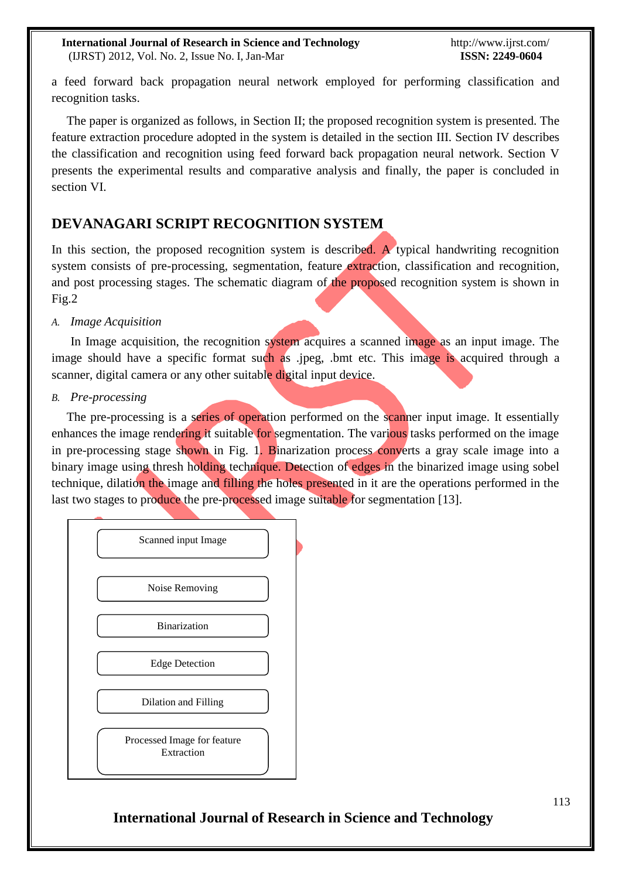a feed forward back propagation neural network employed for performing classification and recognition tasks.

The paper is organized as follows, in Section II; the proposed recognition system is presented. The feature extraction procedure adopted in the system is detailed in the section III. Section IV describes the classification and recognition using feed forward back propagation neural network. Section V presents the experimental results and comparative analysis and finally, the paper is concluded in section VI.

## DEVANAGARI SCRIPT RECOGNITION SYSTEM

In this section, the proposed recognition system is described. A typical handwriting recognition system consists of pre-processing, segmentation, feature extraction, classification and recognition, and post processing stages. The schematic diagram of the proposed recognition system is shown in Fig.2

### *A. Image Acquisition*

In Image acquisition, the recognition system acquires a scanned image as an input image. The image should have a specific format such as .jpeg, .bmt etc. This image is acquired through a scanner, digital camera or any other suitable digital input device.

### *B. Pre-processing*

The pre-processing is a series of operation performed on the scanner input image. It essentially enhances the image rendering it suitable for segmentation. The various tasks performed on the image in pre-processing stage shown in Fig. 1. Binarization process converts a gray scale image into a binary image using thresh holding technique. Detection of edges in the binarized image using sobel technique, dilation the image and filling the holes presented in it are the operations performed in the last two stages to produce the pre-processed image suitable for segmentation [13].

Scanned input Image

Noise Removing

Binarization

Edge Detection

Dilation and Filling

Processed Image for feature Extraction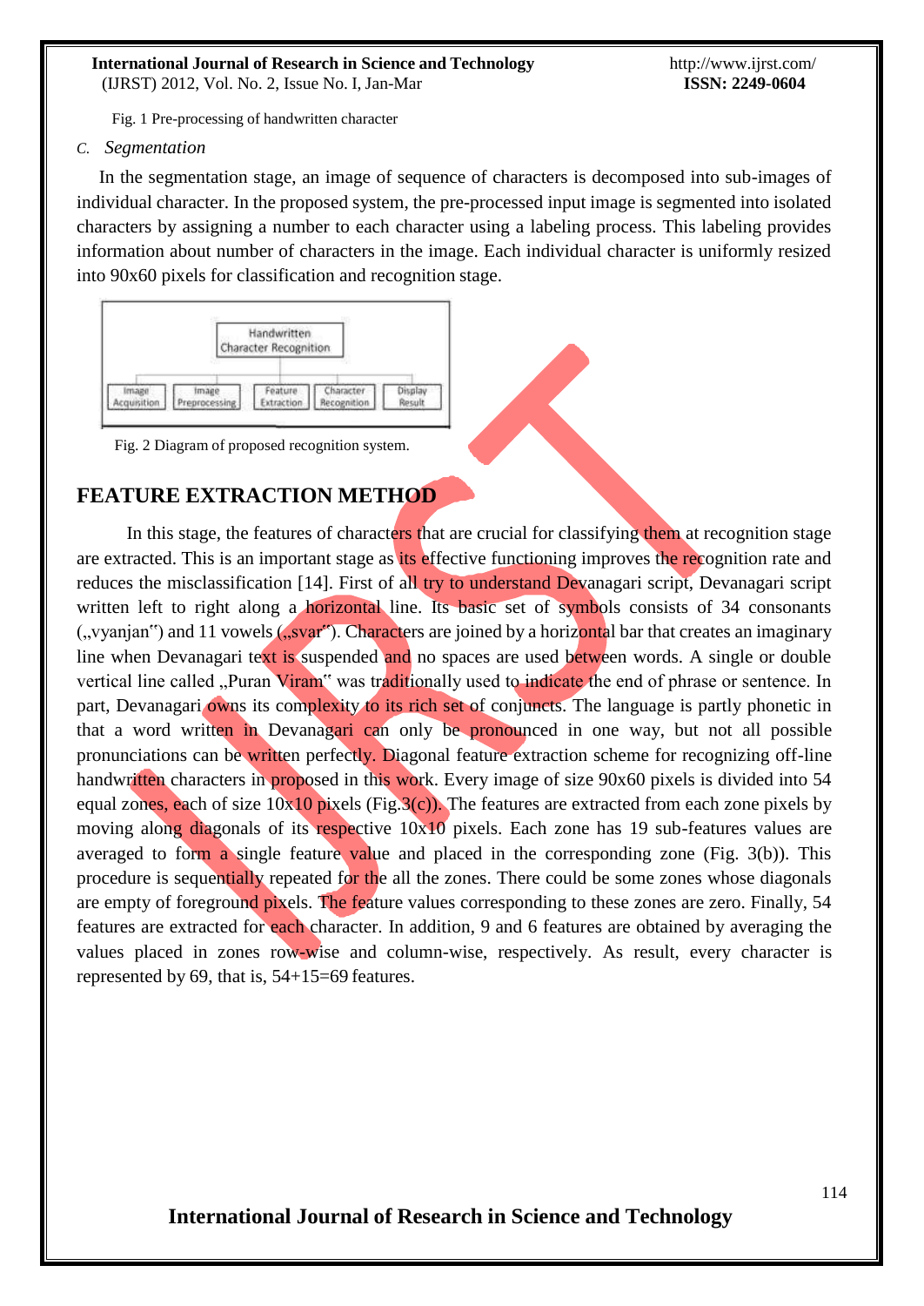Fig. 1 Pre-processing of handwritten character

*C. Segmentation*

In the segmentation stage, an image of sequence of characters is decomposed into sub-images of individual character. In the proposed system, the pre-processed input image is segmented into isolated characters by assigning a number to each character using a labeling process. This labeling provides information about number of characters in the image. Each individual character is uniformly resized into 90x60 pixels for classification and recognition stage.

Fig. 2 Diagram of proposed recognition system.

## FEATURE EXTRACTION METHOD

In this stage, the features of characters that are crucial for classifying them at recognition stage are extracted. This is an important stage as its effective functioning improves the recognition rate and reduces the misclassification [14]. First of all try to understand Devanagari script, Devanagari script written left to right along a horizontal line. Its basic set of symbols consists of 34 consonants („vyanjan") and 11 vowels („svar"). Characters are joined by a horizontal bar that creates an imaginary line when Devanagari text is suspended and no spaces are used between words. A single or double vertical line called „Puran Viram" was traditionally used to indicate the end of phrase or sentence. In part, Devanagari owns its complexity to its rich set of conjuncts. The language is partly phonetic in that a word written in Devanagari can only be pronounced in one way, but not all possible pronunciations can be written perfectly. Diagonal feature extraction scheme for recognizing off-line handwritten characters in proposed in this work. Every image of size 90x60 pixels is divided into 54 equal zones, each of size 10x10 pixels (Fig.3(c)). The features are extracted from each zone pixels by moving along diagonals of its respective 10x10 pixels. Each zone has 19 sub-features values are averaged to form a single feature value and placed in the corresponding zone (Fig. 3(b)). This procedure is sequentially repeated for the all the zones. There could be some zones whose diagonals are empty of foreground pixels. The feature values corresponding to these zones are zero. Finally, 54 features are extracted for each character. In addition, 9 and 6 features are obtained by averaging the values placed in zones row-wise and column-wise, respectively. As result, every character is represented by 69, that is, 54+15=69 features.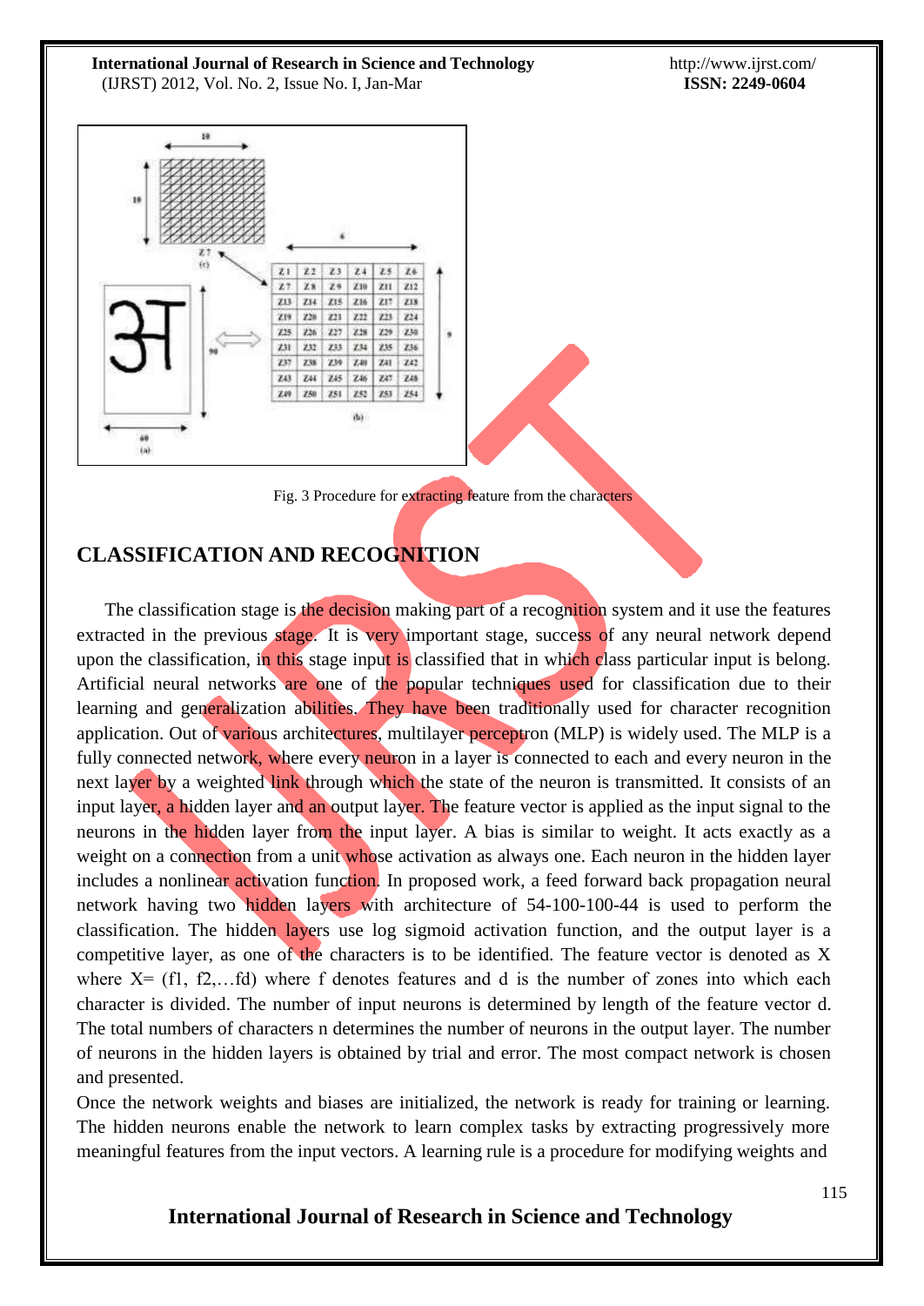Fig. 3 Procedure for extracting feature from the characters

## CLASSIFICATION AND RECOGNITION

The classification stage is the decision making part of a recognition system and it use the features extracted in the previous stage. It is very important stage, success of any neural network depend upon the classification, in this stage input is classified that in which class particular input is belong. Artificial neural networks are one of the popular techniques used for classification due to their learning and generalization abilities. They have been traditionally used for character recognition application. Out of various architectures, multilayer perceptron (MLP) is widely used. The MLP is a fully connected network, where every neuron in a layer is connected to each and every neuron in the next layer by a weighted link through which the state of the neuron is transmitted. It consists of an input layer, a hidden layer and an output layer. The feature vector is applied as the input signal to the neurons in the hidden layer from the input layer. A bias is similar to weight. It acts exactly as a weight on a connection from a unit whose activation as always one. Each neuron in the hidden layer includes a nonlinear activation function. In proposed work, a feed forward back propagation neural network having two hidden layers with architecture of 54-100-100-44 is used to perform the classification. The hidden layers use log sigmoid activation function, and the output layer is a competitive layer, as one of the characters is to be identified. The feature vector is denoted as X where X= (f1, f2,…fd) where f denotes features and d is the number of zones into which each character is divided. The number of input neurons is determined by length of the feature vector d. The total numbers of characters n determines the number of neurons in the output layer. The number of neurons in the hidden layers is obtained by trial and error. The most compact network is chosen and presented.

Once the network weights and biases are initialized, the network is ready for training or learning. The hidden neurons enable the network to learn complex tasks by extracting progressively more meaningful features from the input vectors. A learning rule is a procedure for modifying weights and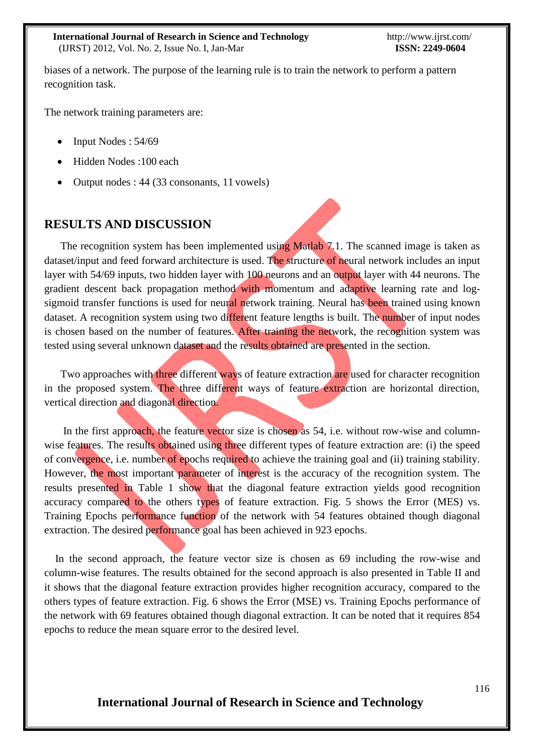biases of a network. The purpose of the learning rule is to train the network to perform a pattern recognition task.

The network training parameters are:

- Input Nodes : 54/69
- Hidden Nodes :100 each
- Output nodes : 44 (33 consonants, 11 vowels)

## RESULTS AND DISCUSSION

The recognition system has been implemented using Matlab 7.1. The scanned image is taken as dataset/input and feed forward architecture is used. The structure of neural network includes an input layer with 54/69 inputs, two hidden layer with 100 neurons and an output layer with 44 neurons. The gradient descent back propagation method with momentum and adaptive learning rate and log-sigmoid transfer functions is used for neural network training. Neural has been trained using known dataset. A recognition system using two different feature lengths is built. The number of input nodes is chosen based on the number of features. After training the network, the recognition system was tested using several unknown dataset and the results obtained are presented in the section.

Two approaches with three different ways of feature extraction are used for character recognition in the proposed system. The three different ways of feature extraction are horizontal direction, vertical direction and diagonal direction.

In the first approach, the feature vector size is chosen as 54, i.e. without row-wise and column-wise features. The results obtained using three different types of feature extraction are: (i) the speed of convergence, i.e. number of epochs required to achieve the training goal and (ii) training stability. However, the most important parameter of interest is the accuracy of the recognition system. The results presented in Table 1 show that the diagonal feature extraction yields good recognition accuracy compared to the others types of feature extraction. Fig. 5 shows the Error (MES) vs. Training Epochs performance function of the network with 54 features obtained though diagonal extraction. The desired performance goal has been achieved in 923 epochs.

In the second approach, the feature vector size is chosen as 69 including the row-wise and column-wise features. The results obtained for the second approach is also presented in Table II and it shows that the diagonal feature extraction provides higher recognition accuracy, compared to the others types of feature extraction. Fig. 6 shows the Error (MSE) vs. Training Epochs performance of the network with 69 features obtained though diagonal extraction. It can be noted that it requires 854 epochs to reduce the mean square error to the desired level.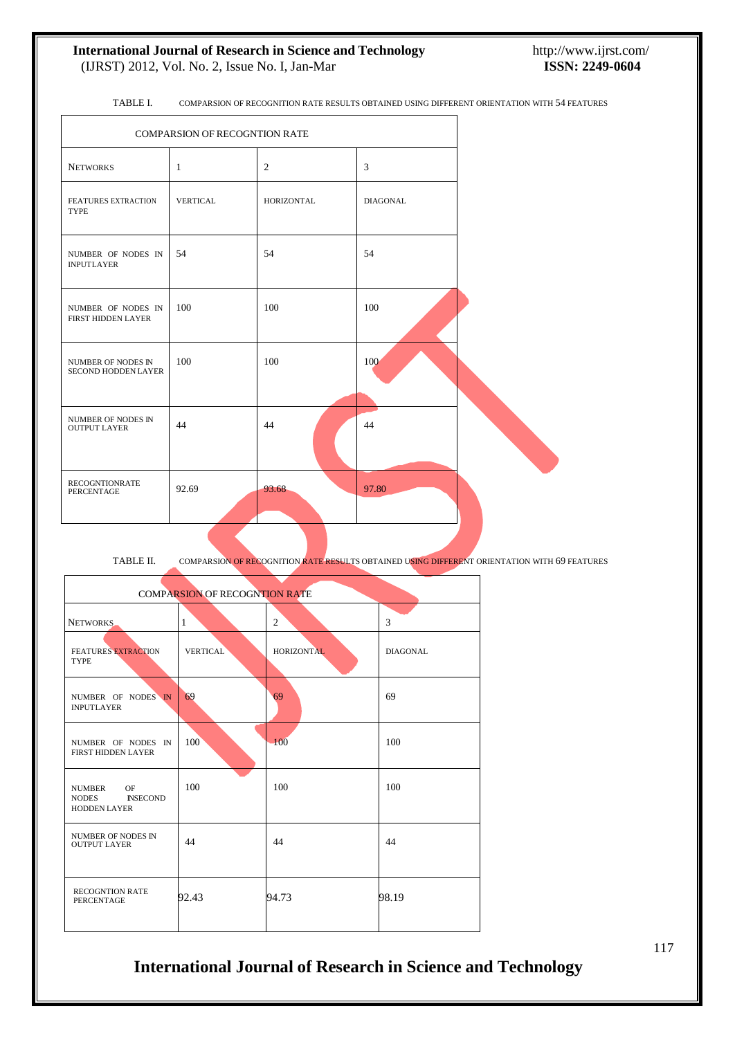TABLE I. COMPARSION OF RECOGNITION RATE RESULTS OBTAINED USING DIFFERENT ORIENTATION WITH 54 FEATURES

| COMPARSION OF RECOGNTION RATE | | | |
|---|---|---|---|
| NETWORKS | 1 | 2 | 3 |
| FEATURES EXTRACTION TYPE | VERTICAL | HORIZONTAL | DIAGONAL |
| NUMBER OF NODES IN INPUTLAYER | 54 | 54 | 54 |
| NUMBER OF NODES IN FIRST HIDDEN LAYER | 100 | 100 | 100 |
| NUMBER OF NODES IN SECOND HODDEN LAYER | 100 | 100 | 100 |
| NUMBER OF NODES IN OUTPUT LAYER | 44 | 44 | 44 |
| RECOGNTIONRATE PERCENTAGE | 92.69 | 93.68 | 97.80 |

TABLE II. COMPARSION OF RECOGNITION RATE RESULTS OBTAINED USING DIFFERENT ORIENTATION WITH 69 FEATURES

| COMPARSION OF RECOGNTION RATE | | | |
|---|---|---|---|
| NETWORKS | 1 | 2 | 3 |
| FEATURES EXTRACTION TYPE | VERTICAL | HORIZONTAL | DIAGONAL |
| NUMBER OF NODES IN INPUTLAYER | 69 | 69 | 69 |
| NUMBER OF NODES IN FIRST HIDDEN LAYER | 100 | 100 | 100 |
| NUMBER OF NODES INSECOND HODDEN LAYER | 100 | 100 | 100 |
| NUMBER OF NODES IN OUTPUT LAYER | 44 | 44 | 44 |
| RECOGNTION RATE PERCENTAGE | 92.43 | 94.73 | 98.19 |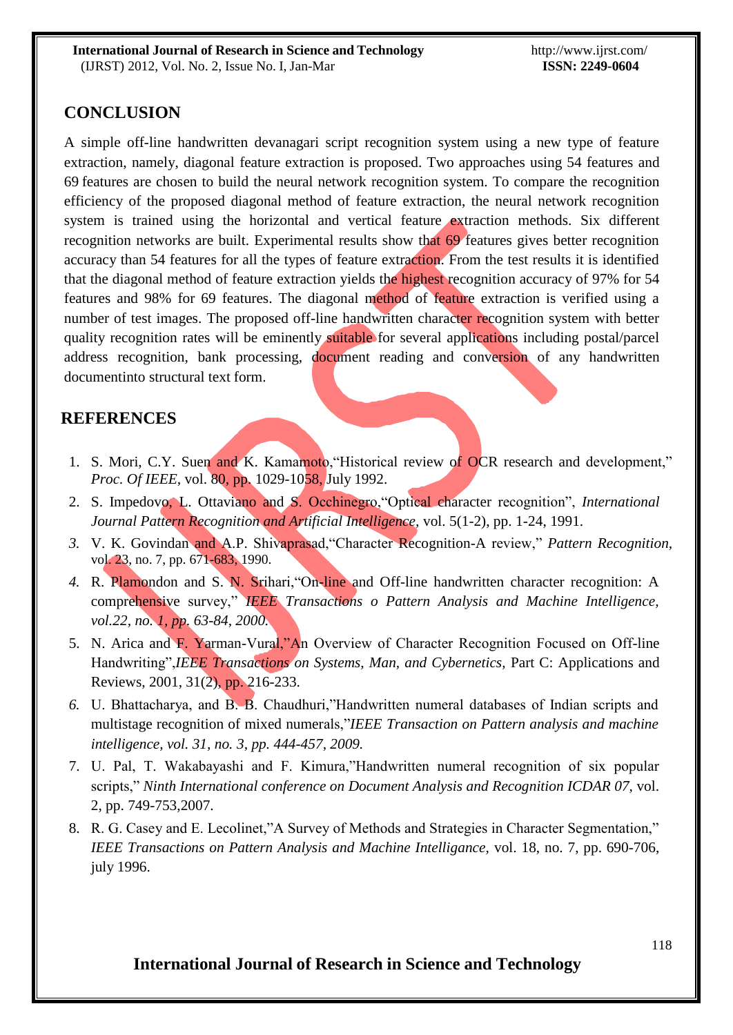## CONCLUSION

A simple off-line handwritten devanagari script recognition system using a new type of feature extraction, namely, diagonal feature extraction is proposed. Two approaches using 54 features and 69 features are chosen to build the neural network recognition system. To compare the recognition efficiency of the proposed diagonal method of feature extraction, the neural network recognition system is trained using the horizontal and vertical feature extraction methods. Six different recognition networks are built. Experimental results show that 69 features gives better recognition accuracy than 54 features for all the types of feature extraction. From the test results it is identified that the diagonal method of feature extraction yields the highest recognition accuracy of 97% for 54 features and 98% for 69 features. The diagonal method of feature extraction is verified using a number of test images. The proposed off-line handwritten character recognition system with better quality recognition rates will be eminently suitable for several applications including postal/parcel address recognition, bank processing, document reading and conversion of any handwritten documentinto structural text form.

## REFERENCES

1. S. Mori, C.Y. Suen and K. Kamamoto,"Historical review of OCR research and development," *Proc. Of IEEE*, vol. 80, pp. 1029-1058, July 1992.
2. S. Impedovo, L. Ottaviano and S. Occhinegro,"Optical character recognition", *International Journal Pattern Recognition and Artificial Intelligence*, vol. 5(1-2), pp. 1-24, 1991.
3. V. K. Govindan and A.P. Shivaprasad,"Character Recognition-A review," *Pattern Recognition*, vol. 23, no. 7, pp. 671-683, 1990.
4. R. Plamondon and S. N. Srihari,"On-line and Off-line handwritten character recognition: A comprehensive survey," *IEEE Transactions o Pattern Analysis and Machine Intelligence, vol.22, no. 1, pp. 63-84, 2000.*
5. N. Arica and F. Yarman-Vural,"An Overview of Character Recognition Focused on Off-line Handwriting",*IEEE Transactions on Systems, Man, and Cybernetics*, Part C: Applications and Reviews, 2001, 31(2), pp. 216-233.
6. U. Bhattacharya, and B. B. Chaudhuri,"Handwritten numeral databases of Indian scripts and multistage recognition of mixed numerals,"*IEEE Transaction on Pattern analysis and machine intelligence, vol. 31, no. 3, pp. 444-457, 2009.*
7. U. Pal, T. Wakabayashi and F. Kimura,"Handwritten numeral recognition of six popular scripts," *Ninth International conference on Document Analysis and Recognition ICDAR 07*, vol. 2, pp. 749-753,2007.
8. R. G. Casey and E. Lecolinet,"A Survey of Methods and Strategies in Character Segmentation," *IEEE Transactions on Pattern Analysis and Machine Intelligance*, vol. 18, no. 7, pp. 690-706, july 1996.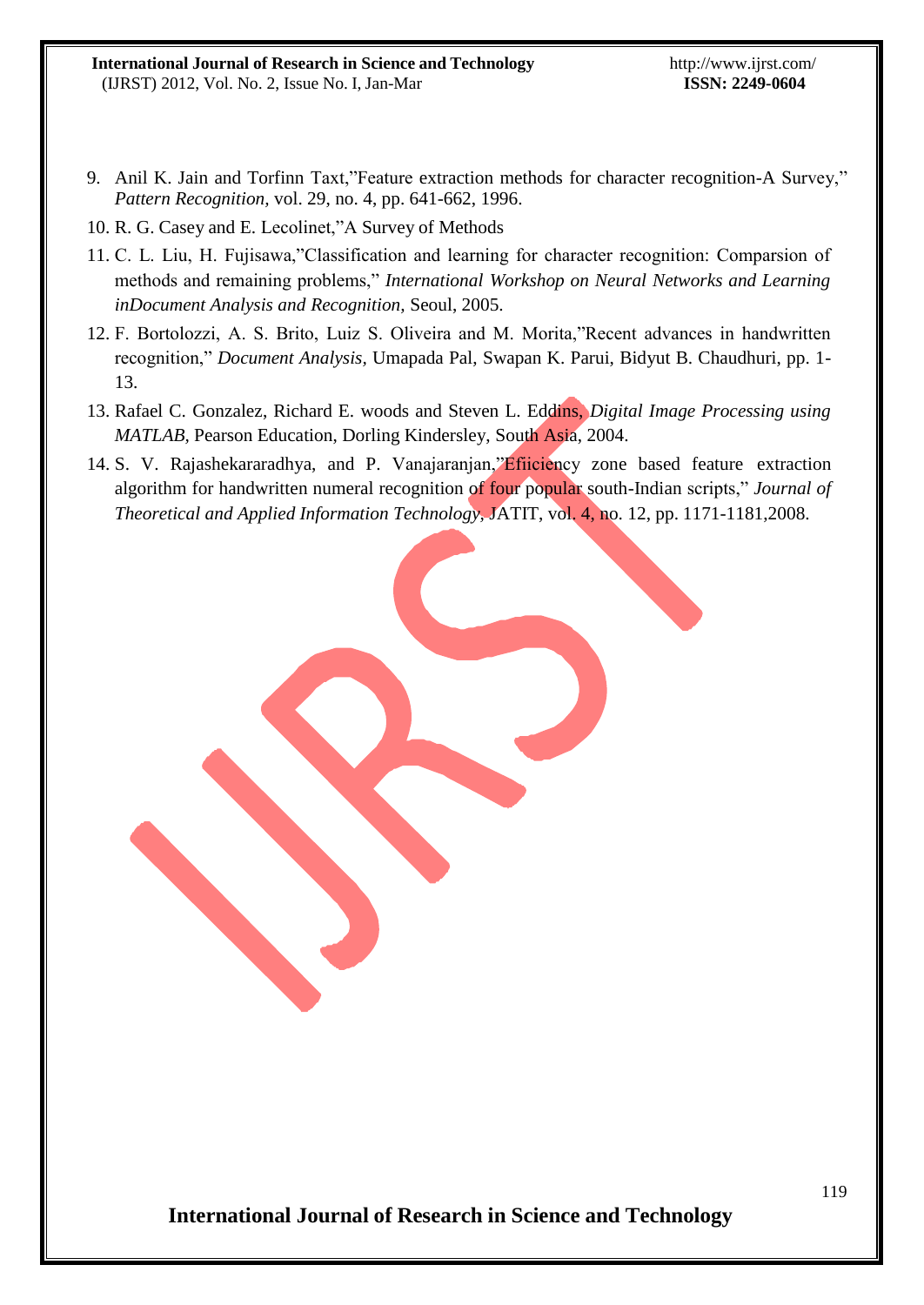9. Anil K. Jain and Torfinn Taxt,"Feature extraction methods for character recognition-A Survey," *Pattern Recognition*, vol. 29, no. 4, pp. 641-662, 1996.
10. R. G. Casey and E. Lecolinet,"A Survey of Methods
11. C. L. Liu, H. Fujisawa,"Classification and learning for character recognition: Comparsion of methods and remaining problems," *International Workshop on Neural Networks and Learning inDocument Analysis and Recognition,* Seoul, 2005.
12. F. Bortolozzi, A. S. Brito, Luiz S. Oliveira and M. Morita,"Recent advances in handwritten recognition," *Document Analysis,* Umapada Pal, Swapan K. Parui, Bidyut B. Chaudhuri, pp. 1-13.
13. Rafael C. Gonzalez, Richard E. woods and Steven L. Eddins, *Digital Image Processing using MATLAB,* Pearson Education, Dorling Kindersley, South Asia, 2004.
14. S. V. Rajashekararadhya, and P. Vanajaranjan,"Efiiciency zone based feature extraction algorithm for handwritten numeral recognition of four popular south-Indian scripts," *Journal of Theoretical and Applied Information Technology*, JATIT, vol. 4, no. 12, pp. 1171-1181,2008.